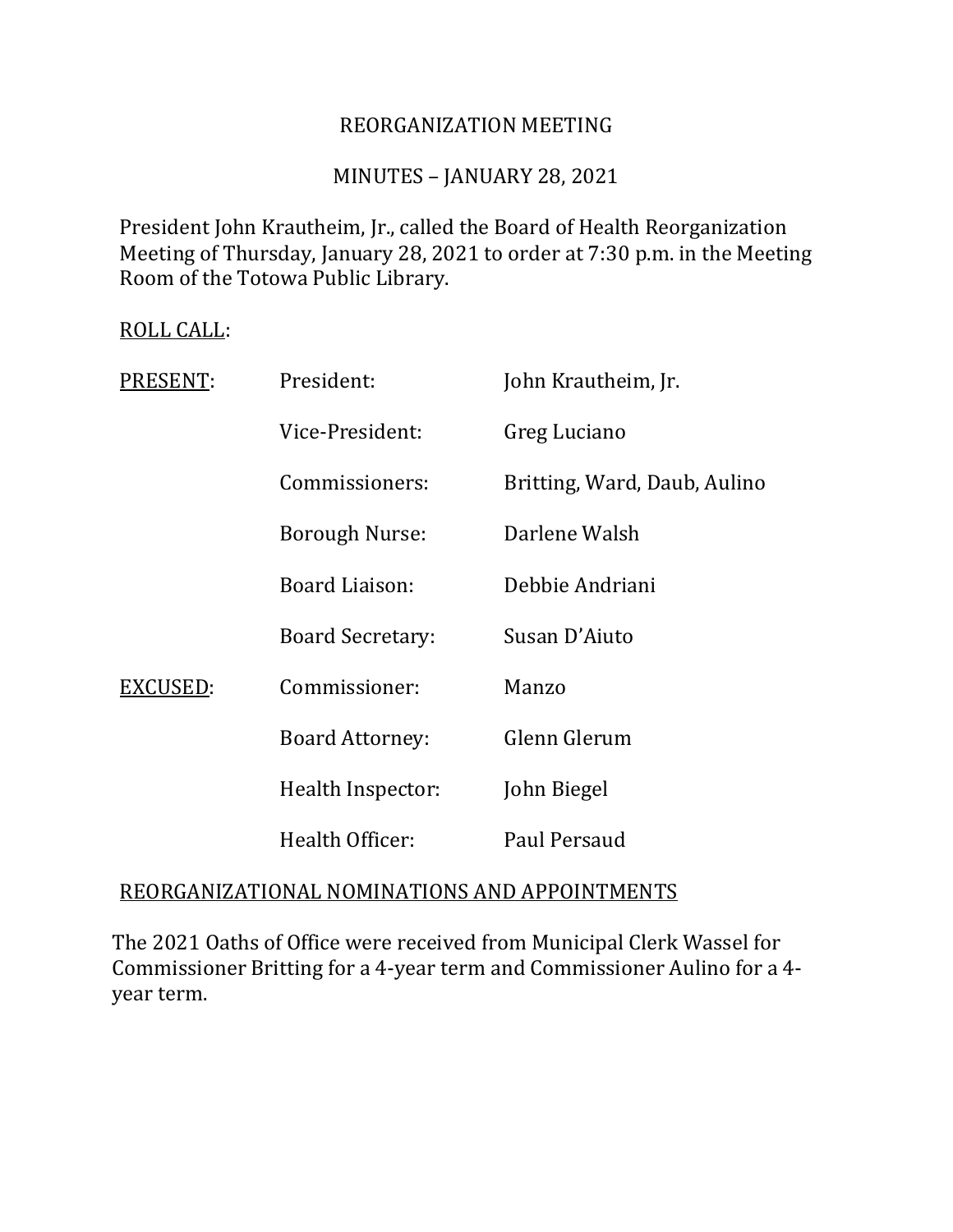# REORGANIZATION MEETING

## MINUTES – JANUARY 28, 2021

President John Krautheim, Jr., called the Board of Health Reorganization Meeting of Thursday, January 28, 2021 to order at 7:30 p.m. in the Meeting Room of the Totowa Public Library.

ROLL CALL:

| | | |
|---|---|---|
| PRESENT: | President: | John Krautheim, Jr. |
| | Vice-President: | Greg Luciano |
| | Commissioners: | Britting, Ward, Daub, Aulino |
| | Borough Nurse: | Darlene Walsh |
| | Board Liaison: | Debbie Andriani |
| | Board Secretary: | Susan D'Aiuto |
| EXCUSED: | Commissioner: | Manzo |
| | Board Attorney: | Glenn Glerum |
| | Health Inspector: | John Biegel |
| | Health Officer: | Paul Persaud |

REORGANIZATIONAL NOMINATIONS AND APPOINTMENTS

The 2021 Oaths of Office were received from Municipal Clerk Wassel for Commissioner Britting for a 4-year term and Commissioner Aulino for a 4-year term.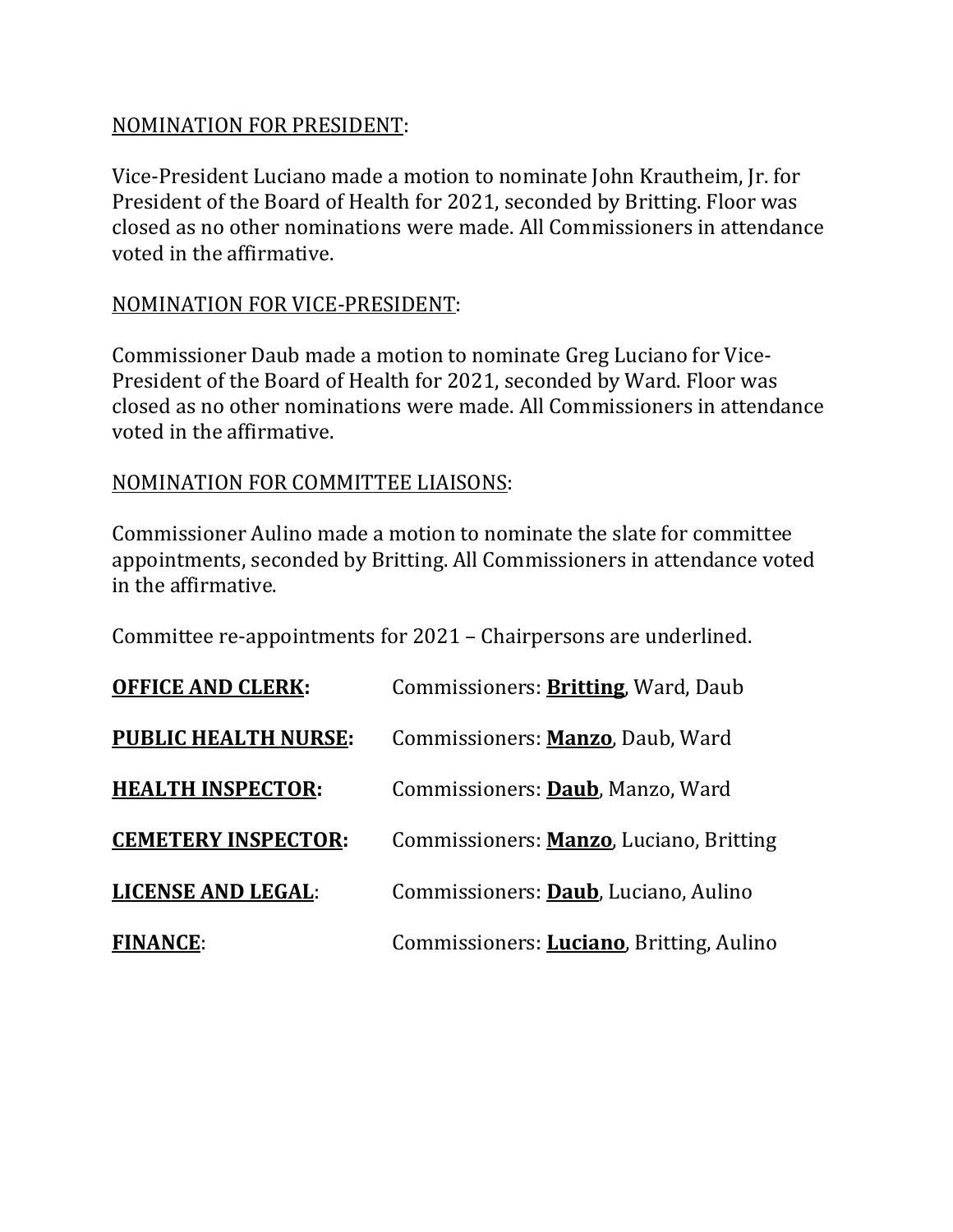NOMINATION FOR PRESIDENT:

Vice-President Luciano made a motion to nominate John Krautheim, Jr. for President of the Board of Health for 2021, seconded by Britting. Floor was closed as no other nominations were made. All Commissioners in attendance voted in the affirmative.

NOMINATION FOR VICE-PRESIDENT:

Commissioner Daub made a motion to nominate Greg Luciano for Vice-President of the Board of Health for 2021, seconded by Ward. Floor was closed as no other nominations were made. All Commissioners in attendance voted in the affirmative.

NOMINATION FOR COMMITTEE LIAISONS:

Commissioner Aulino made a motion to nominate the slate for committee appointments, seconded by Britting. All Commissioners in attendance voted in the affirmative.

Committee re-appointments for 2021 – Chairpersons are underlined.

**OFFICE AND CLERK:** Commissioners: **Britting**, Ward, Daub

**PUBLIC HEALTH NURSE:** Commissioners: **Manzo**, Daub, Ward

**HEALTH INSPECTOR:** Commissioners: **Daub**, Manzo, Ward

**CEMETERY INSPECTOR:** Commissioners: **Manzo**, Luciano, Britting

**LICENSE AND LEGAL**: Commissioners: **Daub**, Luciano, Aulino

**FINANCE**: Commissioners: **Luciano**, Britting, Aulino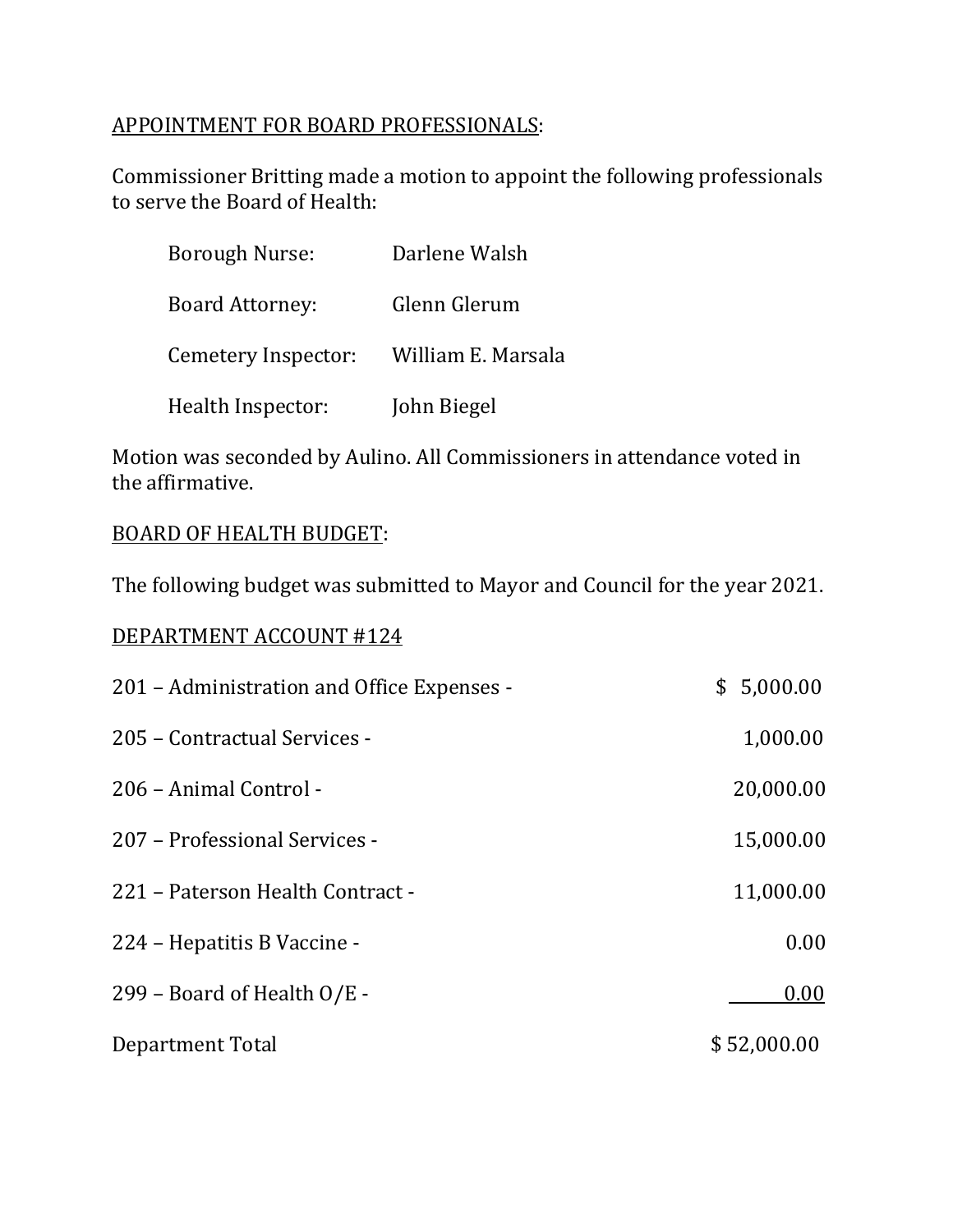APPOINTMENT FOR BOARD PROFESSIONALS:

Commissioner Britting made a motion to appoint the following professionals to serve the Board of Health:

| | |
|---|---|
| Borough Nurse: | Darlene Walsh |
| Board Attorney: | Glenn Glerum |
| Cemetery Inspector: | William E. Marsala |
| Health Inspector: | John Biegel |

Motion was seconded by Aulino. All Commissioners in attendance voted in the affirmative.

BOARD OF HEALTH BUDGET:

The following budget was submitted to Mayor and Council for the year 2021.

DEPARTMENT ACCOUNT #124

| | |
|---|---:|
| 201 – Administration and Office Expenses - | $ 5,000.00 |
| 205 – Contractual Services - | 1,000.00 |
| 206 – Animal Control - | 20,000.00 |
| 207 – Professional Services - | 15,000.00 |
| 221 – Paterson Health Contract - | 11,000.00 |
| 224 – Hepatitis B Vaccine - | 0.00 |
| 299 – Board of Health O/E - | 0.00 |
| Department Total | $ 52,000.00 |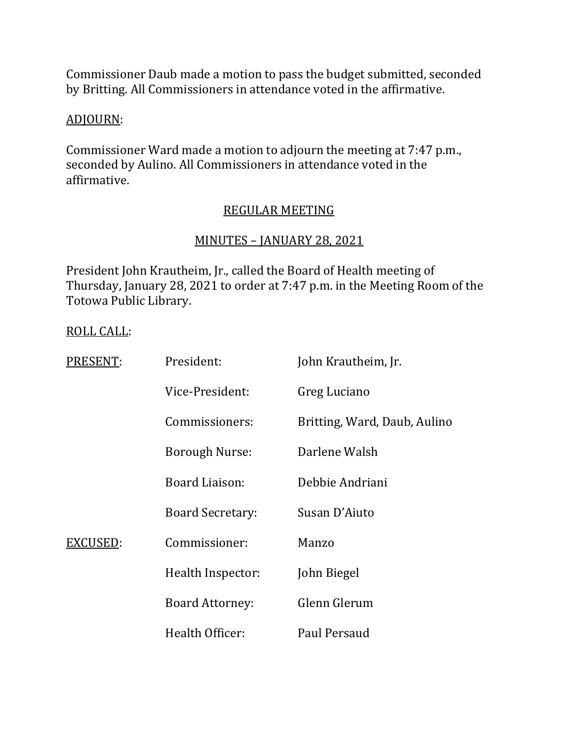Commissioner Daub made a motion to pass the budget submitted, seconded by Britting. All Commissioners in attendance voted in the affirmative.

ADJOURN:

Commissioner Ward made a motion to adjourn the meeting at 7:47 p.m., seconded by Aulino. All Commissioners in attendance voted in the affirmative.

## REGULAR MEETING

## MINUTES – JANUARY 28, 2021

President John Krautheim, Jr., called the Board of Health meeting of Thursday, January 28, 2021 to order at 7:47 p.m. in the Meeting Room of the Totowa Public Library.

ROLL CALL:

| | | |
|---|---|---|
| PRESENT: | President: | John Krautheim, Jr. |
| | Vice-President: | Greg Luciano |
| | Commissioners: | Britting, Ward, Daub, Aulino |
| | Borough Nurse: | Darlene Walsh |
| | Board Liaison: | Debbie Andriani |
| | Board Secretary: | Susan D'Aiuto |
| EXCUSED: | Commissioner: | Manzo |
| | Health Inspector: | John Biegel |
| | Board Attorney: | Glenn Glerum |
| | Health Officer: | Paul Persaud |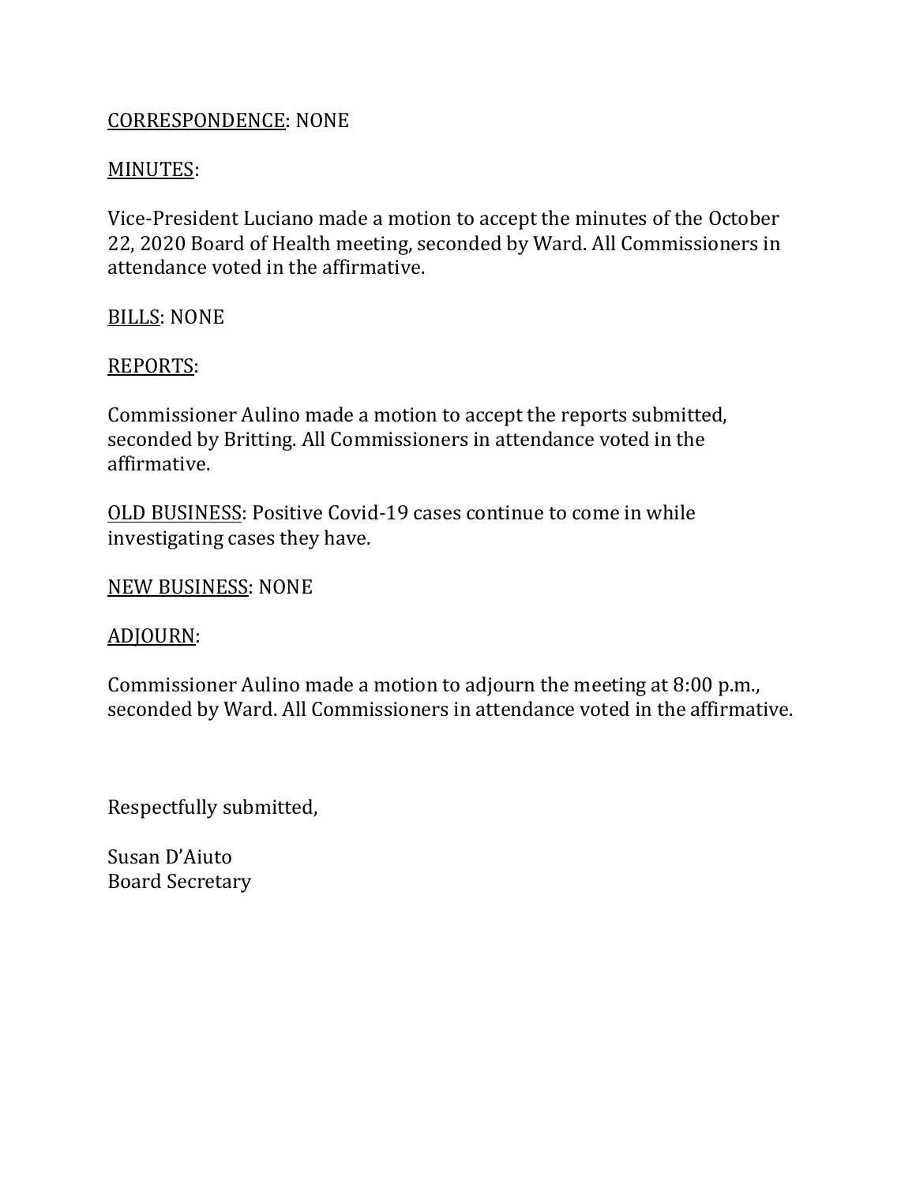CORRESPONDENCE: NONE

MINUTES:

Vice-President Luciano made a motion to accept the minutes of the October 22, 2020 Board of Health meeting, seconded by Ward. All Commissioners in attendance voted in the affirmative.

BILLS: NONE

REPORTS:

Commissioner Aulino made a motion to accept the reports submitted, seconded by Britting. All Commissioners in attendance voted in the affirmative.

OLD BUSINESS: Positive Covid-19 cases continue to come in while investigating cases they have.

NEW BUSINESS: NONE

ADJOURN:

Commissioner Aulino made a motion to adjourn the meeting at 8:00 p.m., seconded by Ward. All Commissioners in attendance voted in the affirmative.

Respectfully submitted,

Susan D'Aiuto
Board Secretary